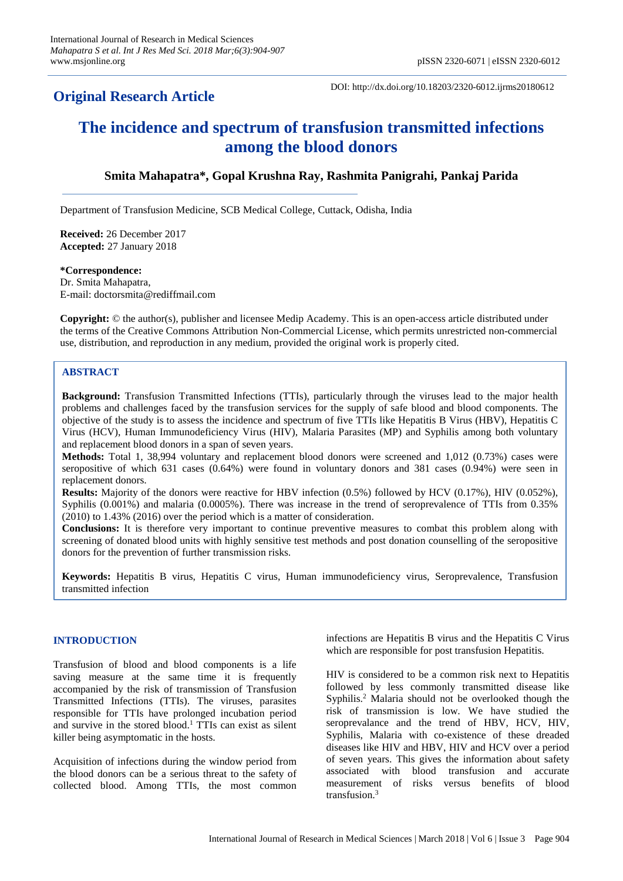**Original Research Article**

DOI: http://dx.doi.org/10.18203/2320-6012.ijrms20180612

# The incidence and spectrum of transfusion transmitted infections among the blood donors

**Smita Mahapatra*, Gopal Krushna Ray, Rashmita Panigrahi, Pankaj Parida**

Department of Transfusion Medicine, SCB Medical College, Cuttack, Odisha, India

**Received:** 26 December 2017
**Accepted:** 27 January 2018

***Correspondence:**
Dr. Smita Mahapatra,
E-mail: doctorsmita@rediffmail.com

**Copyright:** © the author(s), publisher and licensee Medip Academy. This is an open-access article distributed under the terms of the Creative Commons Attribution Non-Commercial License, which permits unrestricted non-commercial use, distribution, and reproduction in any medium, provided the original work is properly cited.

## ABSTRACT

**Background:** Transfusion Transmitted Infections (TTIs), particularly through the viruses lead to the major health problems and challenges faced by the transfusion services for the supply of safe blood and blood components. The objective of the study is to assess the incidence and spectrum of five TTIs like Hepatitis B Virus (HBV), Hepatitis C Virus (HCV), Human Immunodeficiency Virus (HIV), Malaria Parasites (MP) and Syphilis among both voluntary and replacement blood donors in a span of seven years.

**Methods:** Total 1, 38,994 voluntary and replacement blood donors were screened and 1,012 (0.73%) cases were seropositive of which 631 cases (0.64%) were found in voluntary donors and 381 cases (0.94%) were seen in replacement donors.

**Results:** Majority of the donors were reactive for HBV infection (0.5%) followed by HCV (0.17%), HIV (0.052%), Syphilis (0.001%) and malaria (0.0005%). There was increase in the trend of seroprevalence of TTIs from 0.35% (2010) to 1.43% (2016) over the period which is a matter of consideration.

**Conclusions:** It is therefore very important to continue preventive measures to combat this problem along with screening of donated blood units with highly sensitive test methods and post donation counselling of the seropositive donors for the prevention of further transmission risks.

**Keywords:** Hepatitis B virus, Hepatitis C virus, Human immunodeficiency virus, Seroprevalence, Transfusion transmitted infection

## INTRODUCTION

Transfusion of blood and blood components is a life saving measure at the same time it is frequently accompanied by the risk of transmission of Transfusion Transmitted Infections (TTIs). The viruses, parasites responsible for TTIs have prolonged incubation period and survive in the stored blood.[1] TTIs can exist as silent killer being asymptomatic in the hosts.

Acquisition of infections during the window period from the blood donors can be a serious threat to the safety of collected blood. Among TTIs, the most common infections are Hepatitis B virus and the Hepatitis C Virus which are responsible for post transfusion Hepatitis.

HIV is considered to be a common risk next to Hepatitis followed by less commonly transmitted disease like Syphilis.[2] Malaria should not be overlooked though the risk of transmission is low. We have studied the seroprevalance and the trend of HBV, HCV, HIV, Syphilis, Malaria with co-existence of these dreaded diseases like HIV and HBV, HIV and HCV over a period of seven years. This gives the information about safety associated with blood transfusion and accurate measurement of risks versus benefits of blood transfusion.[3]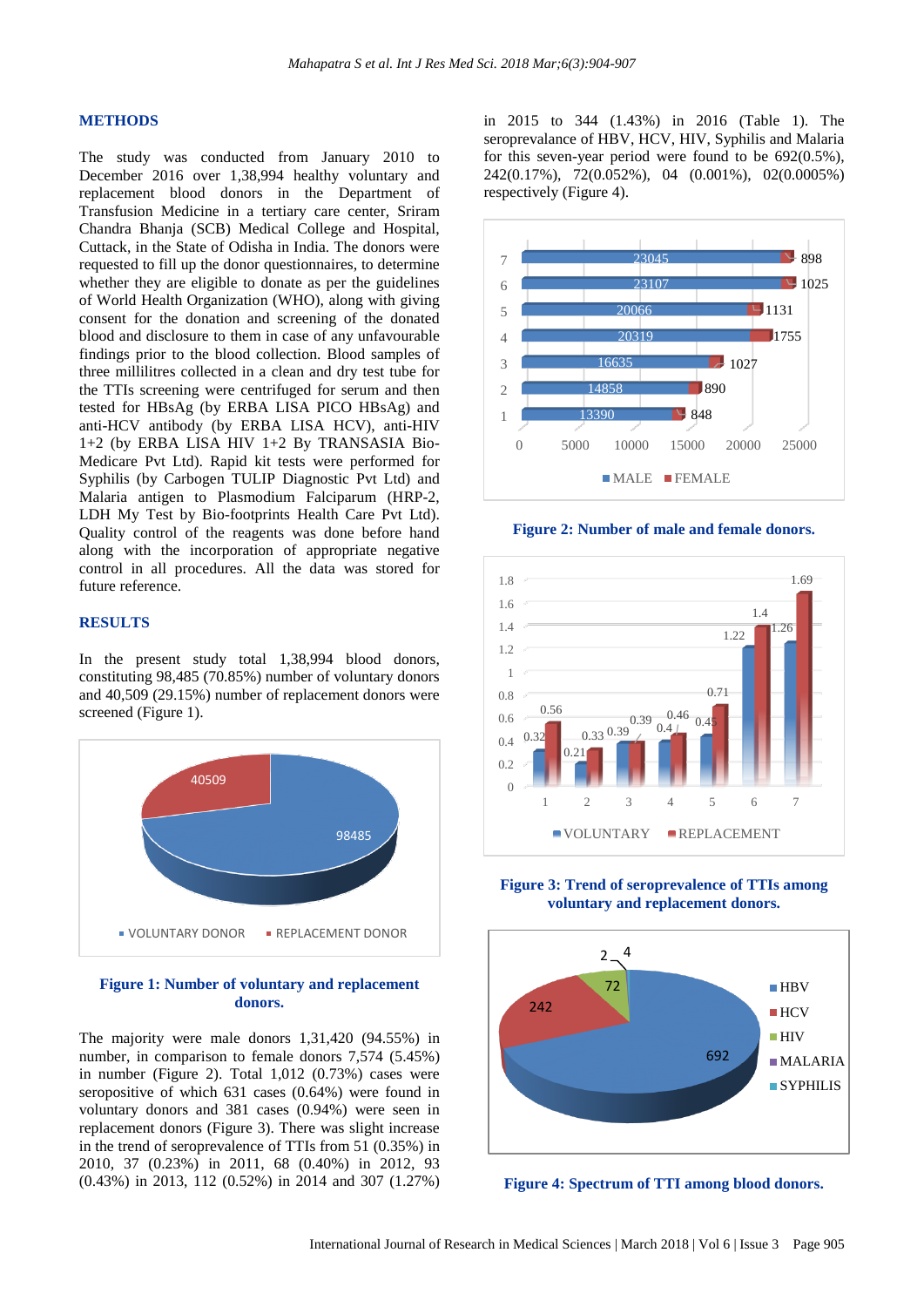## METHODS

The study was conducted from January 2010 to December 2016 over 1,38,994 healthy voluntary and replacement blood donors in the Department of Transfusion Medicine in a tertiary care center, Sriram Chandra Bhanja (SCB) Medical College and Hospital, Cuttack, in the State of Odisha in India. The donors were requested to fill up the donor questionnaires, to determine whether they are eligible to donate as per the guidelines of World Health Organization (WHO), along with giving consent for the donation and screening of the donated blood and disclosure to them in case of any unfavourable findings prior to the blood collection. Blood samples of three millilitres collected in a clean and dry test tube for the TTIs screening were centrifuged for serum and then tested for HBsAg (by ERBA LISA PICO HBsAg) and anti-HCV antibody (by ERBA LISA HCV), anti-HIV 1+2 (by ERBA LISA HIV 1+2 By TRANSASIA Bio-Medicare Pvt Ltd). Rapid kit tests were performed for Syphilis (by Carbogen TULIP Diagnostic Pvt Ltd) and Malaria antigen to Plasmodium Falciparum (HRP-2, LDH My Test by Bio-footprints Health Care Pvt Ltd). Quality control of the reagents was done before hand along with the incorporation of appropriate negative control in all procedures. All the data was stored for future reference.

## RESULTS

In the present study total 1,38,994 blood donors, constituting 98,485 (70.85%) number of voluntary donors and 40,509 (29.15%) number of replacement donors were screened (Figure 1).

Figure 1: Number of voluntary and replacement donors.

The majority were male donors 1,31,420 (94.55%) in number, in comparison to female donors 7,574 (5.45%) in number (Figure 2). Total 1,012 (0.73%) cases were seropositive of which 631 cases (0.64%) were found in voluntary donors and 381 cases (0.94%) were seen in replacement donors (Figure 3). There was slight increase in the trend of seroprevalence of TTIs from 51 (0.35%) in 2010, 37 (0.23%) in 2011, 68 (0.40%) in 2012, 93 (0.43%) in 2013, 112 (0.52%) in 2014 and 307 (1.27%) in 2015 to 344 (1.43%) in 2016 (Table 1). The seroprevalance of HBV, HCV, HIV, Syphilis and Malaria for this seven-year period were found to be 692(0.5%), 242(0.17%), 72(0.052%), 04 (0.001%), 02(0.0005%) respectively (Figure 4).

Figure 2: Number of male and female donors.

Figure 3: Trend of seroprevalence of TTIs among voluntary and replacement donors.

Figure 4: Spectrum of TTI among blood donors.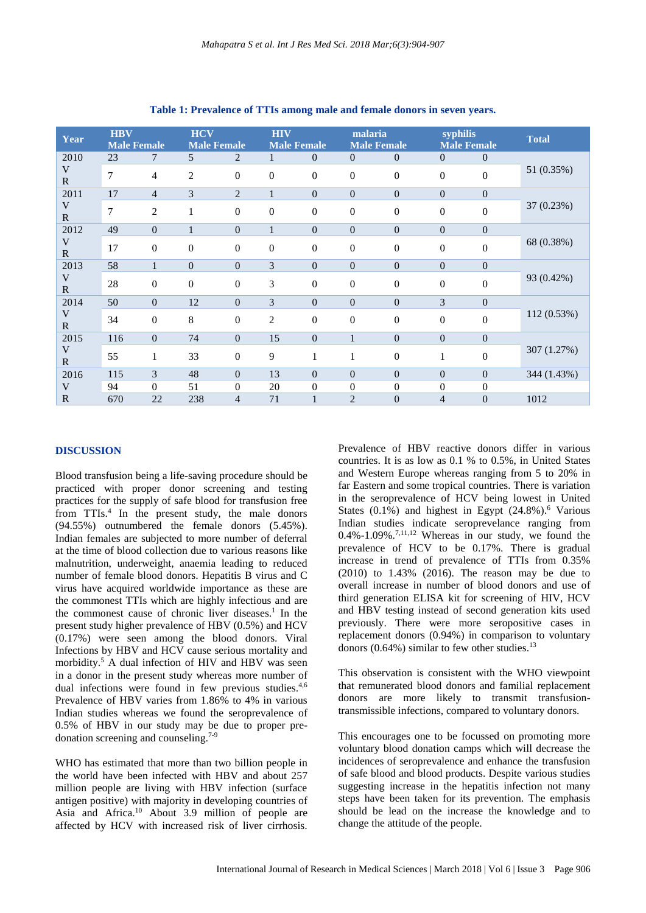**Table 1: Prevalence of TTIs among male and female donors in seven years.**

| Year | HBV | | HCV | | HIV | | malaria | | syphilis | | Total |
|---|---|---|---|---|---|---|---|---|---|---|---|
| | Male | Female | Male | Female | Male | Female | Male | Female | Male | Female | |
| 2010 | 23 | 7 | 5 | 2 | 1 | 0 | 0 | 0 | 0 | 0 | 51 (0.35%) |
| VR | 7 | 4 | 2 | 0 | 0 | 0 | 0 | 0 | 0 | 0 | |
| 2011 | 17 | 4 | 3 | 2 | 1 | 0 | 0 | 0 | 0 | 0 | 37 (0.23%) |
| VR | 7 | 2 | 1 | 0 | 0 | 0 | 0 | 0 | 0 | 0 | |
| 2012 | 49 | 0 | 1 | 0 | 1 | 0 | 0 | 0 | 0 | 0 | 68 (0.38%) |
| VR | 17 | 0 | 0 | 0 | 0 | 0 | 0 | 0 | 0 | 0 | |
| 2013 | 58 | 1 | 0 | 0 | 3 | 0 | 0 | 0 | 0 | 0 | 93 (0.42%) |
| VR | 28 | 0 | 0 | 0 | 3 | 0 | 0 | 0 | 0 | 0 | |
| 2014 | 50 | 0 | 12 | 0 | 3 | 0 | 0 | 0 | 3 | 0 | 112 (0.53%) |
| VR | 34 | 0 | 8 | 0 | 2 | 0 | 0 | 0 | 0 | 0 | |
| 2015 | 116 | 0 | 74 | 0 | 15 | 0 | 1 | 0 | 0 | 0 | 307 (1.27%) |
| VR | 55 | 1 | 33 | 0 | 9 | 1 | 1 | 0 | 1 | 0 | |
| 2016 | 115 | 3 | 48 | 0 | 13 | 0 | 0 | 0 | 0 | 0 | 344 (1.43%) |
| V | 94 | 0 | 51 | 0 | 20 | 0 | 0 | 0 | 0 | 0 | |
| R | 670 | 22 | 238 | 4 | 71 | 1 | 2 | 0 | 4 | 0 | 1012 |

## DISCUSSION

Blood transfusion being a life-saving procedure should be practiced with proper donor screening and testing practices for the supply of safe blood for transfusion free from TTIs.[4] In the present study, the male donors (94.55%) outnumbered the female donors (5.45%). Indian females are subjected to more number of deferral at the time of blood collection due to various reasons like malnutrition, underweight, anaemia leading to reduced number of female blood donors. Hepatitis B virus and C virus have acquired worldwide importance as these are the commonest TTIs which are highly infectious and are the commonest cause of chronic liver diseases.[1] In the present study higher prevalence of HBV (0.5%) and HCV (0.17%) were seen among the blood donors. Viral Infections by HBV and HCV cause serious mortality and morbidity.[5] A dual infection of HIV and HBV was seen in a donor in the present study whereas more number of dual infections were found in few previous studies.[4,6] Prevalence of HBV varies from 1.86% to 4% in various Indian studies whereas we found the seroprevalence of 0.5% of HBV in our study may be due to proper pre-donation screening and counseling.[7-9]

WHO has estimated that more than two billion people in the world have been infected with HBV and about 257 million people are living with HBV infection (surface antigen positive) with majority in developing countries of Asia and Africa.[10] About 3.9 million of people are affected by HCV with increased risk of liver cirrhosis. Prevalence of HBV reactive donors differ in various countries. It is as low as 0.1 % to 0.5%, in United States and Western Europe whereas ranging from 5 to 20% in far Eastern and some tropical countries. There is variation in the seroprevalence of HCV being lowest in United States (0.1%) and highest in Egypt (24.8%).[6] Various Indian studies indicate seroprevelance ranging from 0.4%-1.09%.[7,11,12] Whereas in our study, we found the prevalence of HCV to be 0.17%. There is gradual increase in trend of prevalence of TTIs from 0.35% (2010) to 1.43% (2016). The reason may be due to overall increase in number of blood donors and use of third generation ELISA kit for screening of HIV, HCV and HBV testing instead of second generation kits used previously. There were more seropositive cases in replacement donors (0.94%) in comparison to voluntary donors (0.64%) similar to few other studies.[13]

This observation is consistent with the WHO viewpoint that remunerated blood donors and familial replacement donors are more likely to transmit transfusion-transmissible infections, compared to voluntary donors.

This encourages one to be focussed on promoting more voluntary blood donation camps which will decrease the incidences of seroprevalence and enhance the transfusion of safe blood and blood products. Despite various studies suggesting increase in the hepatitis infection not many steps have been taken for its prevention. The emphasis should be lead on the increase the knowledge and to change the attitude of the people.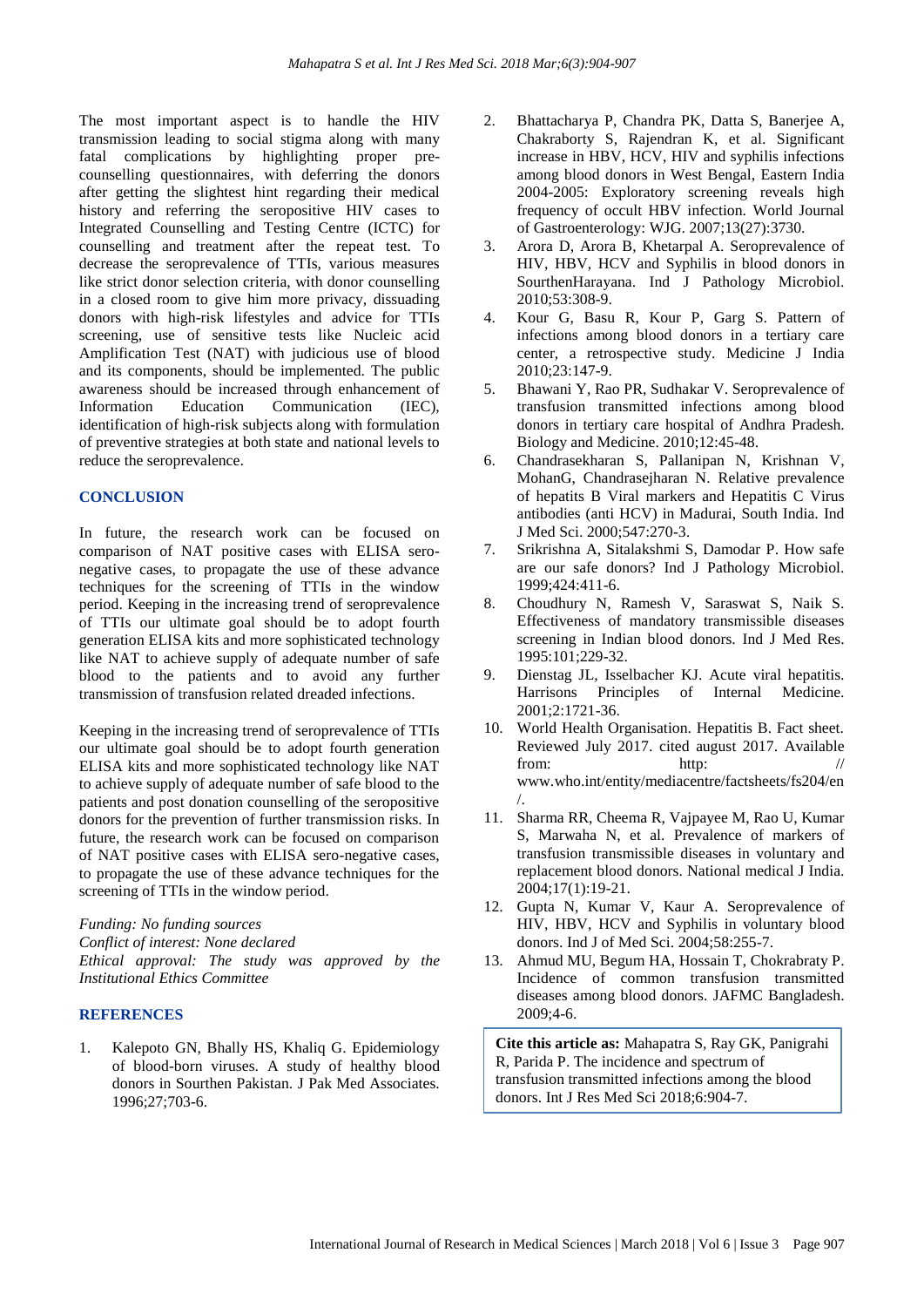The most important aspect is to handle the HIV transmission leading to social stigma along with many fatal complications by highlighting proper pre-counselling questionnaires, with deferring the donors after getting the slightest hint regarding their medical history and referring the seropositive HIV cases to Integrated Counselling and Testing Centre (ICTC) for counselling and treatment after the repeat test. To decrease the seroprevalence of TTIs, various measures like strict donor selection criteria, with donor counselling in a closed room to give him more privacy, dissuading donors with high-risk lifestyles and advice for TTIs screening, use of sensitive tests like Nucleic acid Amplification Test (NAT) with judicious use of blood and its components, should be implemented. The public awareness should be increased through enhancement of Information Education Communication (IEC), identification of high-risk subjects along with formulation of preventive strategies at both state and national levels to reduce the seroprevalence.

## CONCLUSION

In future, the research work can be focused on comparison of NAT positive cases with ELISA sero-negative cases, to propagate the use of these advance techniques for the screening of TTIs in the window period. Keeping in the increasing trend of seroprevalence of TTIs our ultimate goal should be to adopt fourth generation ELISA kits and more sophisticated technology like NAT to achieve supply of adequate number of safe blood to the patients and to avoid any further transmission of transfusion related dreaded infections.

Keeping in the increasing trend of seroprevalence of TTIs our ultimate goal should be to adopt fourth generation ELISA kits and more sophisticated technology like NAT to achieve supply of adequate number of safe blood to the patients and post donation counselling of the seropositive donors for the prevention of further transmission risks. In future, the research work can be focused on comparison of NAT positive cases with ELISA sero-negative cases, to propagate the use of these advance techniques for the screening of TTIs in the window period.

*Funding: No funding sources*
*Conflict of interest: None declared*
*Ethical approval: The study was approved by the Institutional Ethics Committee*

## REFERENCES

1. Kalepoto GN, Bhally HS, Khaliq G. Epidemiology of blood-born viruses. A study of healthy blood donors in Sourthen Pakistan. J Pak Med Associates. 1996;27;703-6.
2. Bhattacharya P, Chandra PK, Datta S, Banerjee A, Chakraborty S, Rajendran K, et al. Significant increase in HBV, HCV, HIV and syphilis infections among blood donors in West Bengal, Eastern India 2004-2005: Exploratory screening reveals high frequency of occult HBV infection. World Journal of Gastroenterology: WJG. 2007;13(27):3730.
3. Arora D, Arora B, Khetarpal A. Seroprevalence of HIV, HBV, HCV and Syphilis in blood donors in SourthenHarayana. Ind J Pathology Microbiol. 2010;53:308-9.
4. Kour G, Basu R, Kour P, Garg S. Pattern of infections among blood donors in a tertiary care center, a retrospective study. Medicine J India 2010;23:147-9.
5. Bhawani Y, Rao PR, Sudhakar V. Seroprevalence of transfusion transmitted infections among blood donors in tertiary care hospital of Andhra Pradesh. Biology and Medicine. 2010;12:45-48.
6. Chandrasekharan S, Pallanipan N, Krishnan V, MohanG, Chandrasejharan N. Relative prevalence of hepatits B Viral markers and Hepatitis C Virus antibodies (anti HCV) in Madurai, South India. Ind J Med Sci. 2000;547:270-3.
7. Srikrishna A, Sitalakshmi S, Damodar P. How safe are our safe donors? Ind J Pathology Microbiol. 1999;424:411-6.
8. Choudhury N, Ramesh V, Saraswat S, Naik S. Effectiveness of mandatory transmissible diseases screening in Indian blood donors. Ind J Med Res. 1995:101;229-32.
9. Dienstag JL, Isselbacher KJ. Acute viral hepatitis. Harrisons Principles of Internal Medicine. 2001;2:1721-36.
10. World Health Organisation. Hepatitis B. Fact sheet. Reviewed July 2017. cited august 2017. Available from: http: // www.who.int/entity/mediacentre/factsheets/fs204/en/.
11. Sharma RR, Cheema R, Vajpayee M, Rao U, Kumar S, Marwaha N, et al. Prevalence of markers of transfusion transmissible diseases in voluntary and replacement blood donors. National medical J India. 2004;17(1):19-21.
12. Gupta N, Kumar V, Kaur A. Seroprevalence of HIV, HBV, HCV and Syphilis in voluntary blood donors. Ind J of Med Sci. 2004;58:255-7.
13. Ahmud MU, Begum HA, Hossain T, Chokrabraty P. Incidence of common transfusion transmitted diseases among blood donors. JAFMC Bangladesh. 2009;4-6.

**Cite this article as:** Mahapatra S, Ray GK, Panigrahi R, Parida P. The incidence and spectrum of transfusion transmitted infections among the blood donors. Int J Res Med Sci 2018;6:904-7.